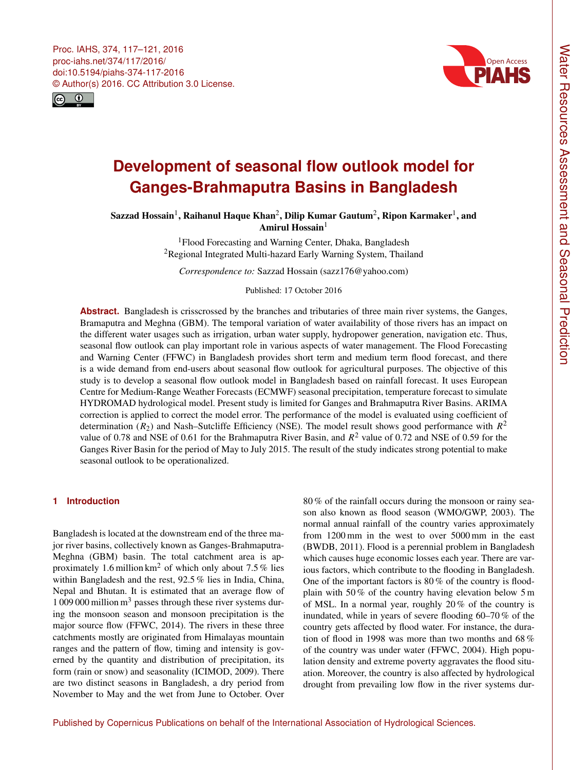# Development of seasonal flow outlook model for Ganges-Brahmaputra Basins in Bangladesh

**Sazzad Hossain[1], Raihanul Haque Khan[2], Dilip Kumar Gautum[2], Ripon Karmaker[1], and Amirul Hossain[1]**

[1]Flood Forecasting and Warning Center, Dhaka, Bangladesh
[2]Regional Integrated Multi-hazard Early Warning System, Thailand

*Correspondence to:* Sazzad Hossain (sazz176@yahoo.com)

Published: 17 October 2016

**Abstract.** Bangladesh is crisscrossed by the branches and tributaries of three main river systems, the Ganges, Bramaputra and Meghna (GBM). The temporal variation of water availability of those rivers has an impact on the different water usages such as irrigation, urban water supply, hydropower generation, navigation etc. Thus, seasonal flow outlook can play important role in various aspects of water management. The Flood Forecasting and Warning Center (FFWC) in Bangladesh provides short term and medium term flood forecast, and there is a wide demand from end-users about seasonal flow outlook for agricultural purposes. The objective of this study is to develop a seasonal flow outlook model in Bangladesh based on rainfall forecast. It uses European Centre for Medium-Range Weather Forecasts (ECMWF) seasonal precipitation, temperature forecast to simulate HYDROMAD hydrological model. Present study is limited for Ganges and Brahmaputra River Basins. ARIMA correction is applied to correct the model error. The performance of the model is evaluated using coefficient of determination ($R_2$) and Nash–Sutcliffe Efficiency (NSE). The model result shows good performance with $R^2$ value of 0.78 and NSE of 0.61 for the Brahmaputra River Basin, and $R^2$ value of 0.72 and NSE of 0.59 for the Ganges River Basin for the period of May to July 2015. The result of the study indicates strong potential to make seasonal outlook to be operationalized.

## 1 Introduction

Bangladesh is located at the downstream end of the three major river basins, collectively known as Ganges-Brahmaputra-Meghna (GBM) basin. The total catchment area is approximately 1.6 million km$^2$ of which only about 7.5 % lies within Bangladesh and the rest, 92.5 % lies in India, China, Nepal and Bhutan. It is estimated that an average flow of 1 009 000 million m$^3$ passes through these river systems during the monsoon season and monsoon precipitation is the major source flow (FFWC, 2014). The rivers in these three catchments mostly are originated from Himalayas mountain ranges and the pattern of flow, timing and intensity is governed by the quantity and distribution of precipitation, its form (rain or snow) and seasonality (ICIMOD, 2009). There are two distinct seasons in Bangladesh, a dry period from November to May and the wet from June to October. Over 80 % of the rainfall occurs during the monsoon or rainy season also known as flood season (WMO/GWP, 2003). The normal annual rainfall of the country varies approximately from 1200 mm in the west to over 5000 mm in the east (BWDB, 2011). Flood is a perennial problem in Bangladesh which causes huge economic losses each year. There are various factors, which contribute to the flooding in Bangladesh. One of the important factors is 80 % of the country is floodplain with 50 % of the country having elevation below 5 m of MSL. In a normal year, roughly 20 % of the country is inundated, while in years of severe flooding 60–70 % of the country gets affected by flood water. For instance, the duration of flood in 1998 was more than two months and 68 % of the country was under water (FFWC, 2004). High population density and extreme poverty aggravates the flood situation. Moreover, the country is also affected by hydrological drought from prevailing low flow in the river systems dur-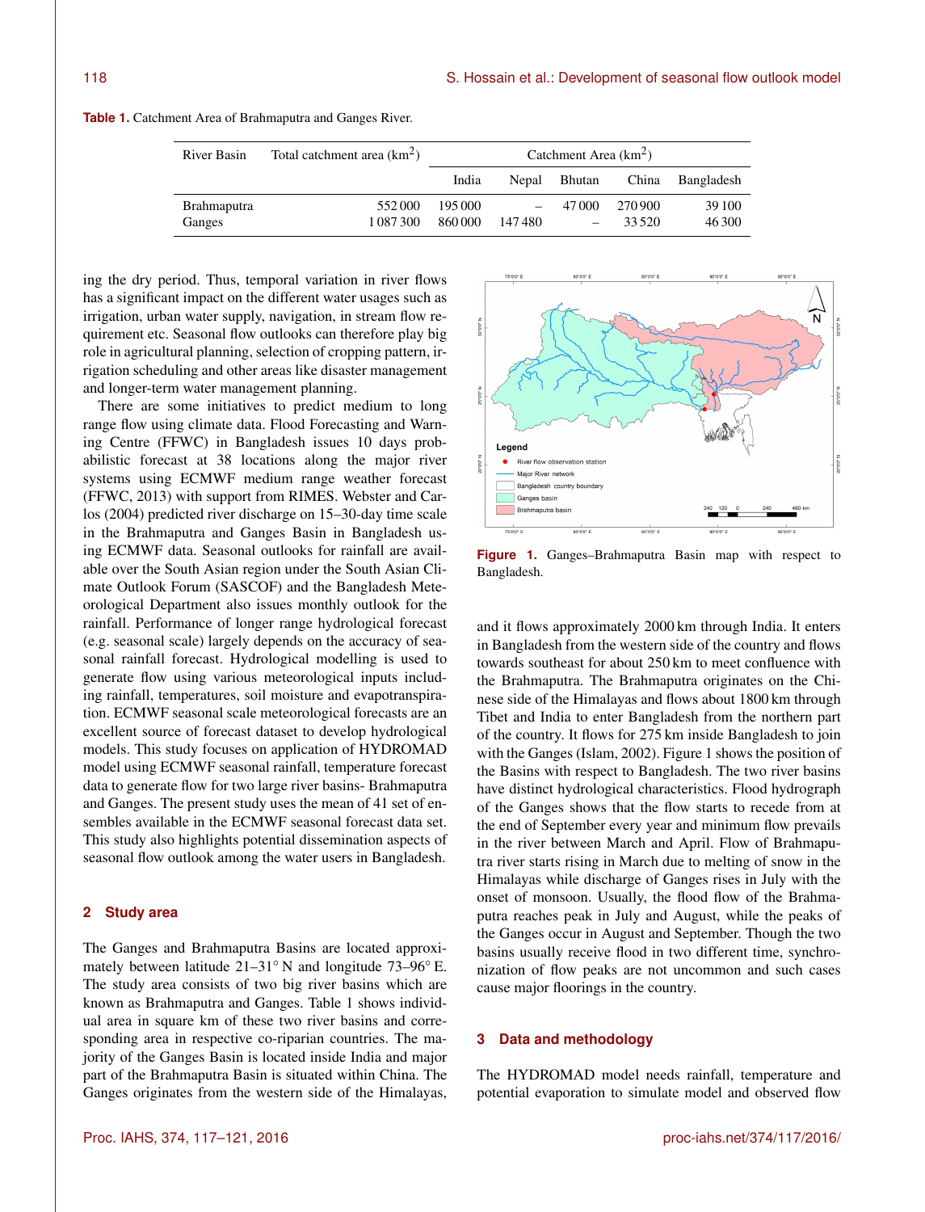**Table 1.** Catchment Area of Brahmaputra and Ganges River.

| River Basin | Total catchment area (km$^2$) | Catchment Area (km$^2$) | | | | |
|---|---|---|---|---|---|---|
| | | India | Nepal | Bhutan | China | Bangladesh |
| Brahmaputra | 552 000 | 195 000 | – | 47 000 | 270 900 | 39 100 |
| Ganges | 1 087 300 | 860 000 | 147 480 | – | 33 520 | 46 300 |

ing the dry period. Thus, temporal variation in river flows has a significant impact on the different water usages such as irrigation, urban water supply, navigation, in stream flow requirement etc. Seasonal flow outlooks can therefore play big role in agricultural planning, selection of cropping pattern, irrigation scheduling and other areas like disaster management and longer-term water management planning.

There are some initiatives to predict medium to long range flow using climate data. Flood Forecasting and Warning Centre (FFWC) in Bangladesh issues 10 days probabilistic forecast at 38 locations along the major river systems using ECMWF medium range weather forecast (FFWC, 2013) with support from RIMES. Webster and Carlos (2004) predicted river discharge on 15–30-day time scale in the Brahmaputra and Ganges Basin in Bangladesh using ECMWF data. Seasonal outlooks for rainfall are available over the South Asian region under the South Asian Climate Outlook Forum (SASCOF) and the Bangladesh Meteorological Department also issues monthly outlook for the rainfall. Performance of longer range hydrological forecast (e.g. seasonal scale) largely depends on the accuracy of seasonal rainfall forecast. Hydrological modelling is used to generate flow using various meteorological inputs including rainfall, temperatures, soil moisture and evapotranspiration. ECMWF seasonal scale meteorological forecasts are an excellent source of forecast dataset to develop hydrological models. This study focuses on application of HYDROMAD model using ECMWF seasonal rainfall, temperature forecast data to generate flow for two large river basins- Brahmaputra and Ganges. The present study uses the mean of 41 set of ensembles available in the ECMWF seasonal forecast data set. This study also highlights potential dissemination aspects of seasonal flow outlook among the water users in Bangladesh.

## 2 Study area

The Ganges and Brahmaputra Basins are located approximately between latitude 21–31° N and longitude 73–96° E. The study area consists of two big river basins which are known as Brahmaputra and Ganges. Table 1 shows individual area in square km of these two river basins and corresponding area in respective co-riparian countries. The majority of the Ganges Basin is located inside India and major part of the Brahmaputra Basin is situated within China. The Ganges originates from the western side of the Himalayas, and it flows approximately 2000 km through India. It enters in Bangladesh from the western side of the country and flows towards southeast for about 250 km to meet confluence with the Brahmaputra. The Brahmaputra originates on the Chinese side of the Himalayas and flows about 1800 km through Tibet and India to enter Bangladesh from the northern part of the country. It flows for 275 km inside Bangladesh to join with the Ganges (Islam, 2002). Figure 1 shows the position of the Basins with respect to Bangladesh. The two river basins have distinct hydrological characteristics. Flood hydrograph of the Ganges shows that the flow starts to recede from at the end of September every year and minimum flow prevails in the river between March and April. Flow of Brahmaputra river starts rising in March due to melting of snow in the Himalayas while discharge of Ganges rises in July with the onset of monsoon. Usually, the flood flow of the Brahmaputra reaches peak in July and August, while the peaks of the Ganges occur in August and September. Though the two basins usually receive flood in two different time, synchronization of flow peaks are not uncommon and such cases cause major floorings in the country.

**Figure 1.** Ganges–Brahmaputra Basin map with respect to Bangladesh.

## 3 Data and methodology

The HYDROMAD model needs rainfall, temperature and potential evaporation to simulate model and observed flow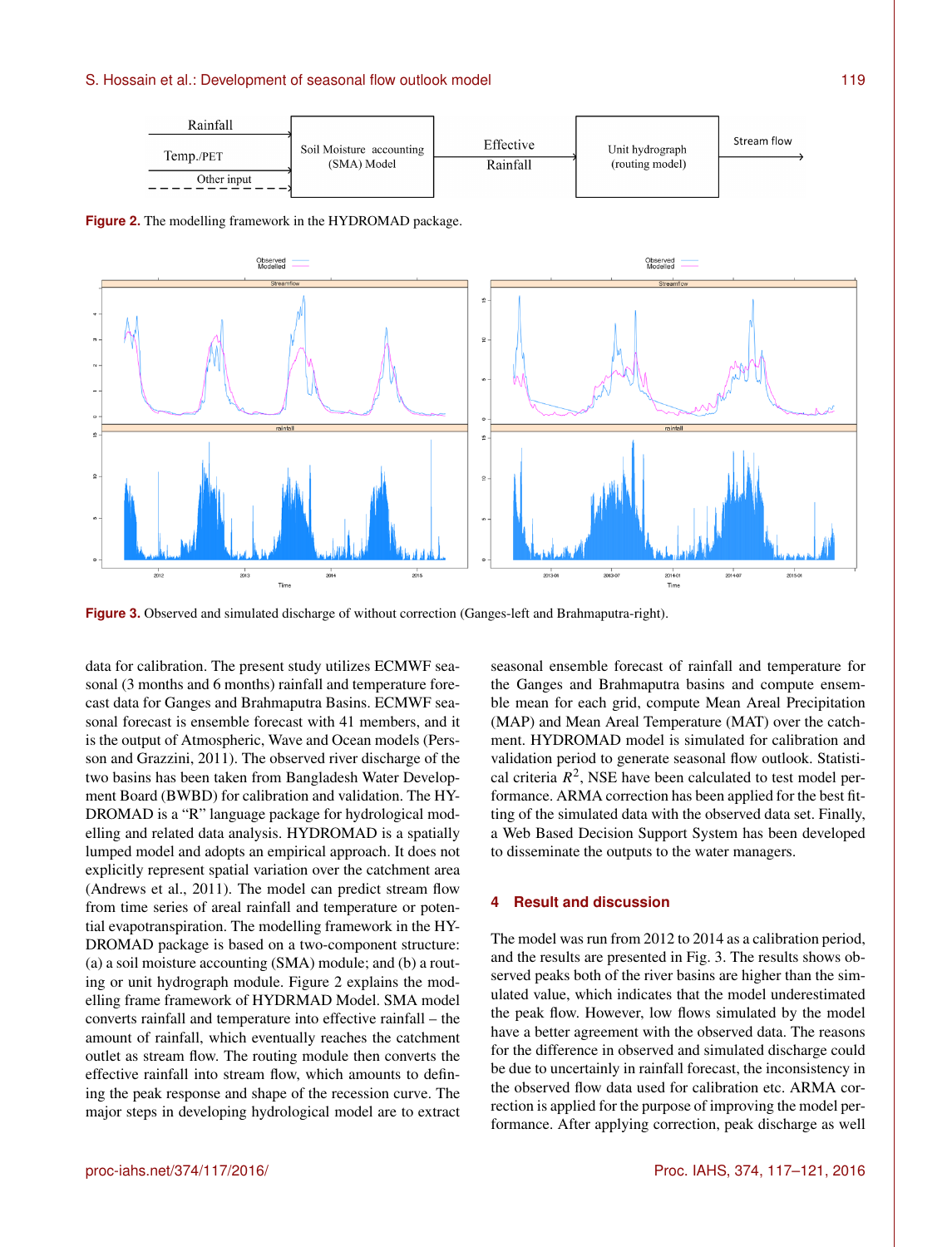Figure 2. The modelling framework in the HYDROMAD package.

Figure 3. Observed and simulated discharge of without correction (Ganges-left and Brahmaputra-right).

data for calibration. The present study utilizes ECMWF seasonal (3 months and 6 months) rainfall and temperature forecast data for Ganges and Brahmaputra Basins. ECMWF seasonal forecast is ensemble forecast with 41 members, and it is the output of Atmospheric, Wave and Ocean models (Persson and Grazzini, 2011). The observed river discharge of the two basins has been taken from Bangladesh Water Development Board (BWBD) for calibration and validation. The HYDROMAD is a "R" language package for hydrological modelling and related data analysis. HYDROMAD is a spatially lumped model and adopts an empirical approach. It does not explicitly represent spatial variation over the catchment area (Andrews et al., 2011). The model can predict stream flow from time series of areal rainfall and temperature or potential evapotranspiration. The modelling framework in the HYDROMAD package is based on a two-component structure: (a) a soil moisture accounting (SMA) module; and (b) a routing or unit hydrograph module. Figure 2 explains the modelling frame framework of HYDRMAD Model. SMA model converts rainfall and temperature into effective rainfall – the amount of rainfall, which eventually reaches the catchment outlet as stream flow. The routing module then converts the effective rainfall into stream flow, which amounts to defining the peak response and shape of the recession curve. The major steps in developing hydrological model are to extract seasonal ensemble forecast of rainfall and temperature for the Ganges and Brahmaputra basins and compute ensemble mean for each grid, compute Mean Areal Precipitation (MAP) and Mean Areal Temperature (MAT) over the catchment. HYDROMAD model is simulated for calibration and validation period to generate seasonal flow outlook. Statistical criteria $R^2$, NSE have been calculated to test model performance. ARMA correction has been applied for the best fitting of the simulated data with the observed data set. Finally, a Web Based Decision Support System has been developed to disseminate the outputs to the water managers.

## 4 Result and discussion

The model was run from 2012 to 2014 as a calibration period, and the results are presented in Fig. 3. The results shows observed peaks both of the river basins are higher than the simulated value, which indicates that the model underestimated the peak flow. However, low flows simulated by the model have a better agreement with the observed data. The reasons for the difference in observed and simulated discharge could be due to uncertainly in rainfall forecast, the inconsistency in the observed flow data used for calibration etc. ARMA correction is applied for the purpose of improving the model performance. After applying correction, peak discharge as well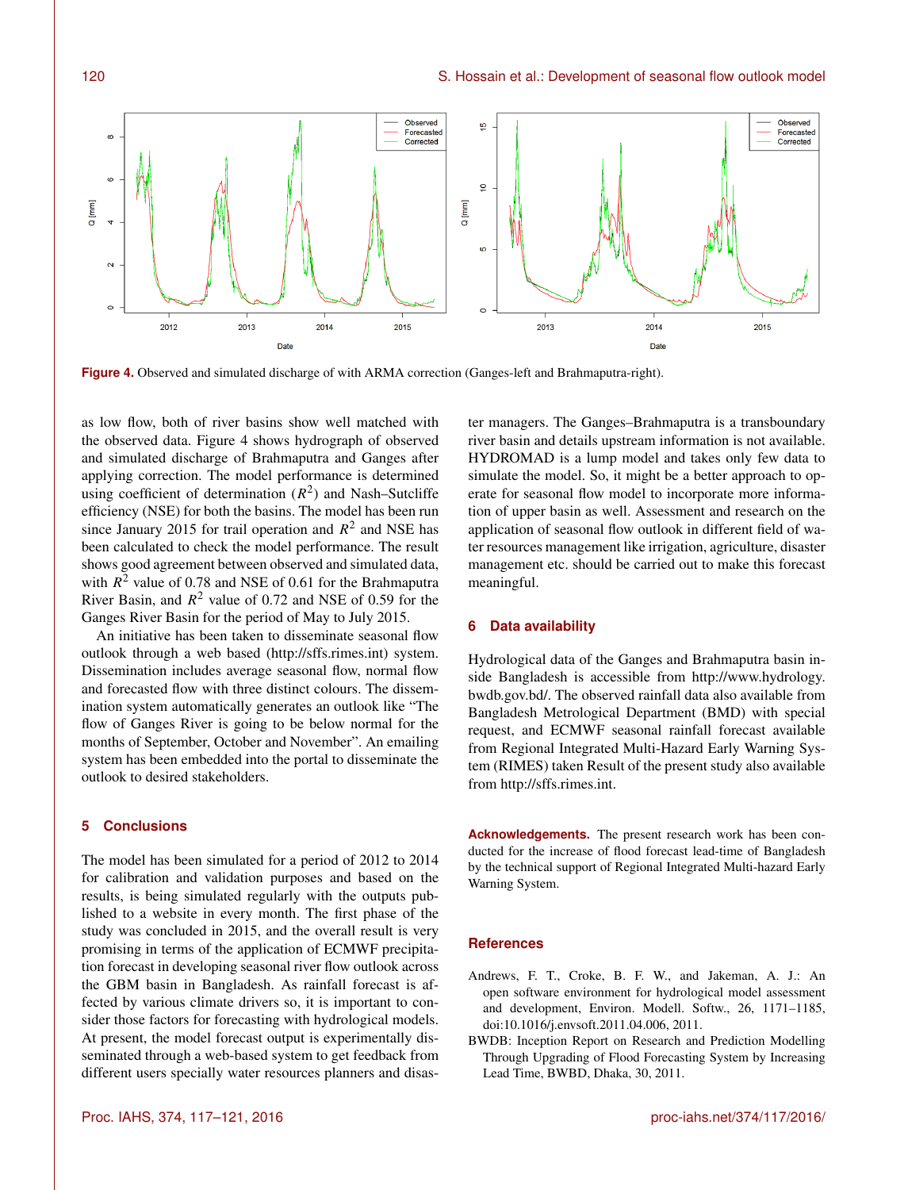Figure 4. Observed and simulated discharge of with ARMA correction (Ganges-left and Brahmaputra-right).

as low flow, both of river basins show well matched with the observed data. Figure 4 shows hydrograph of observed and simulated discharge of Brahmaputra and Ganges after applying correction. The model performance is determined using coefficient of determination ($R^2$) and Nash–Sutcliffe efficiency (NSE) for both the basins. The model has been run since January 2015 for trail operation and $R^2$ and NSE has been calculated to check the model performance. The result shows good agreement between observed and simulated data, with $R^2$ value of 0.78 and NSE of 0.61 for the Brahmaputra River Basin, and $R^2$ value of 0.72 and NSE of 0.59 for the Ganges River Basin for the period of May to July 2015.

An initiative has been taken to disseminate seasonal flow outlook through a web based (http://sffs.rimes.int) system. Dissemination includes average seasonal flow, normal flow and forecasted flow with three distinct colours. The dissemination system automatically generates an outlook like "The flow of Ganges River is going to be below normal for the months of September, October and November". An emailing system has been embedded into the portal to disseminate the outlook to desired stakeholders.

## 5 Conclusions

The model has been simulated for a period of 2012 to 2014 for calibration and validation purposes and based on the results, is being simulated regularly with the outputs published to a website in every month. The first phase of the study was concluded in 2015, and the overall result is very promising in terms of the application of ECMWF precipitation forecast in developing seasonal river flow outlook across the GBM basin in Bangladesh. As rainfall forecast is affected by various climate drivers so, it is important to consider those factors for forecasting with hydrological models. At present, the model forecast output is experimentally disseminated through a web-based system to get feedback from different users specially water resources planners and disaster managers. The Ganges–Brahmaputra is a transboundary river basin and details upstream information is not available. HYDROMAD is a lump model and takes only few data to simulate the model. So, it might be a better approach to operate for seasonal flow model to incorporate more information of upper basin as well. Assessment and research on the application of seasonal flow outlook in different field of water resources management like irrigation, agriculture, disaster management etc. should be carried out to make this forecast meaningful.

## 6 Data availability

Hydrological data of the Ganges and Brahmaputra basin inside Bangladesh is accessible from http://www.hydrology.bwdb.gov.bd/. The observed rainfall data also available from Bangladesh Metrological Department (BMD) with special request, and ECMWF seasonal rainfall forecast available from Regional Integrated Multi-Hazard Early Warning System (RIMES) taken Result of the present study also available from http://sffs.rimes.int.

**Acknowledgements.** The present research work has been conducted for the increase of flood forecast lead-time of Bangladesh by the technical support of Regional Integrated Multi-hazard Early Warning System.

## References

Andrews, F. T., Croke, B. F. W., and Jakeman, A. J.: An open software environment for hydrological model assessment and development, Environ. Modell. Softw., 26, 1171–1185, doi:10.1016/j.envsoft.2011.04.006, 2011.

BWDB: Inception Report on Research and Prediction Modelling Through Upgrading of Flood Forecasting System by Increasing Lead Time, BWBD, Dhaka, 30, 2011.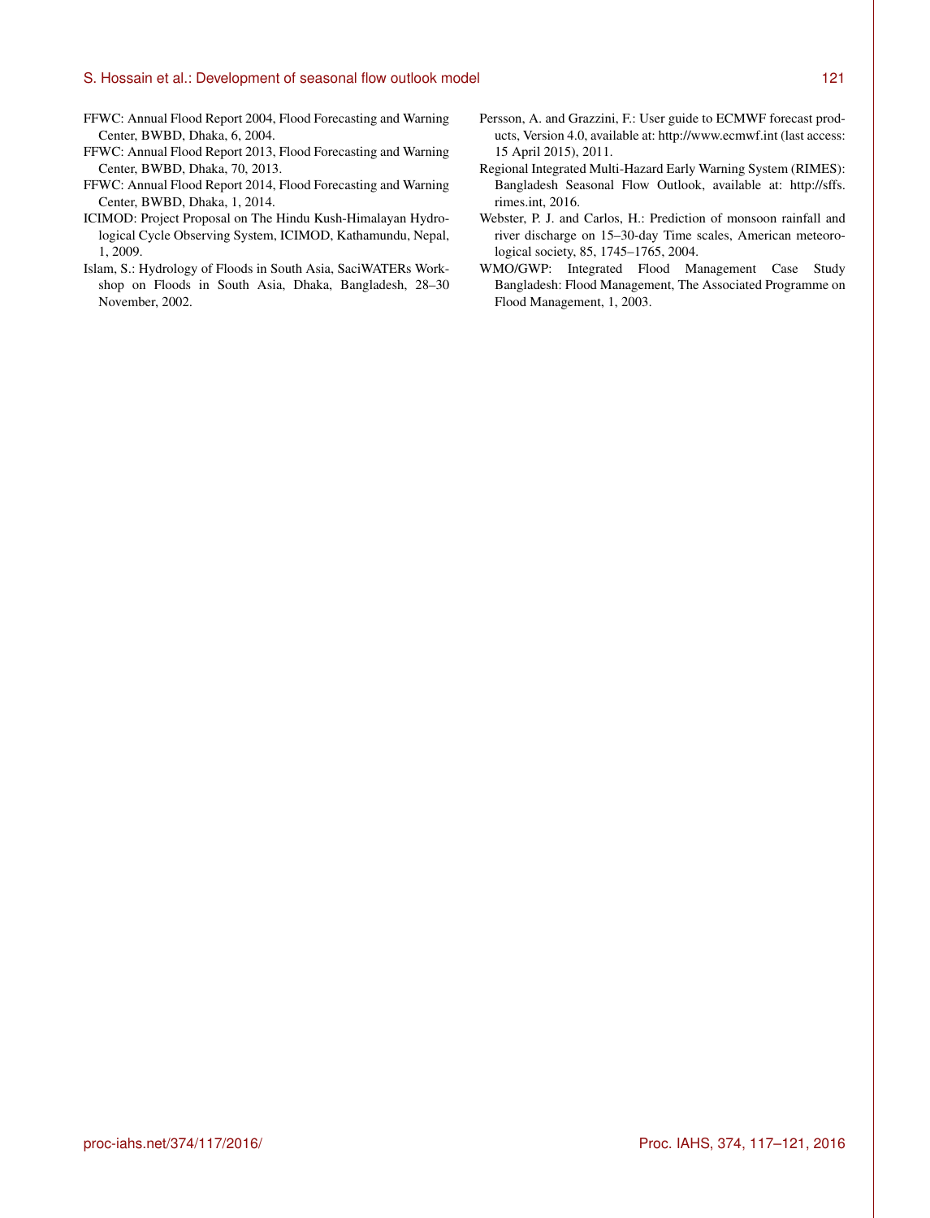FFWC: Annual Flood Report 2004, Flood Forecasting and Warning Center, BWBD, Dhaka, 6, 2004.

FFWC: Annual Flood Report 2013, Flood Forecasting and Warning Center, BWBD, Dhaka, 70, 2013.

FFWC: Annual Flood Report 2014, Flood Forecasting and Warning Center, BWBD, Dhaka, 1, 2014.

ICIMOD: Project Proposal on The Hindu Kush-Himalayan Hydrological Cycle Observing System, ICIMOD, Kathamundu, Nepal, 1, 2009.

Islam, S.: Hydrology of Floods in South Asia, SaciWATERs Workshop on Floods in South Asia, Dhaka, Bangladesh, 28–30 November, 2002.

Persson, A. and Grazzini, F.: User guide to ECMWF forecast products, Version 4.0, available at: http://www.ecmwf.int (last access: 15 April 2015), 2011.

Regional Integrated Multi-Hazard Early Warning System (RIMES): Bangladesh Seasonal Flow Outlook, available at: http://sffs.rimes.int, 2016.

Webster, P. J. and Carlos, H.: Prediction of monsoon rainfall and river discharge on 15–30-day Time scales, American meteorological society, 85, 1745–1765, 2004.

WMO/GWP: Integrated Flood Management Case Study Bangladesh: Flood Management, The Associated Programme on Flood Management, 1, 2003.